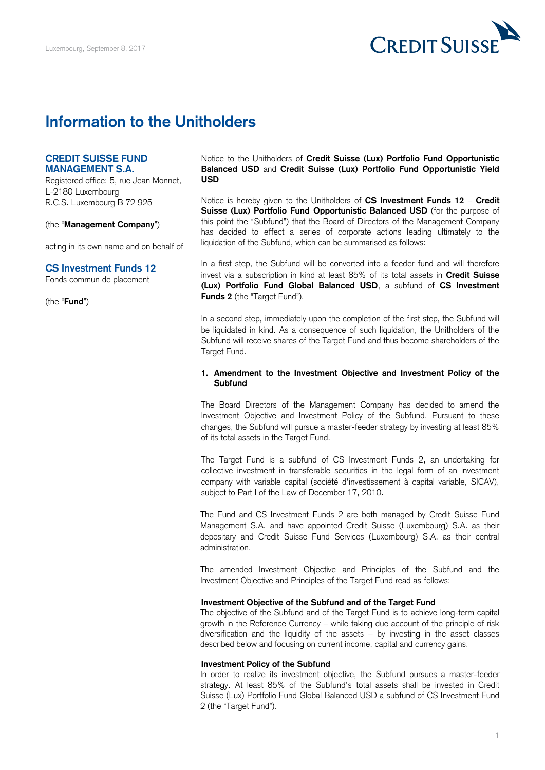Luxembourg, September 8, 2017

# Information to the Unitholders

**CREDIT SUISSE FUND MANAGEMENT S.A.**
Registered office: 5, rue Jean Monnet, L-2180 Luxembourg
R.C.S. Luxembourg B 72 925

(the "**Management Company**")

acting in its own name and on behalf of

**CS Investment Funds 12**
Fonds commun de placement

(the "**Fund**")

Notice to the Unitholders of **Credit Suisse (Lux) Portfolio Fund Opportunistic Balanced USD** and **Credit Suisse (Lux) Portfolio Fund Opportunistic Yield USD**

Notice is hereby given to the Unitholders of **CS Investment Funds 12** – **Credit Suisse (Lux) Portfolio Fund Opportunistic Balanced USD** (for the purpose of this point the "Subfund") that the Board of Directors of the Management Company has decided to effect a series of corporate actions leading ultimately to the liquidation of the Subfund, which can be summarised as follows:

In a first step, the Subfund will be converted into a feeder fund and will therefore invest via a subscription in kind at least 85% of its total assets in **Credit Suisse (Lux) Portfolio Fund Global Balanced USD**, a subfund of **CS Investment Funds 2** (the "Target Fund").

In a second step, immediately upon the completion of the first step, the Subfund will be liquidated in kind. As a consequence of such liquidation, the Unitholders of the Subfund will receive shares of the Target Fund and thus become shareholders of the Target Fund.

1. **Amendment to the Investment Objective and Investment Policy of the Subfund**

The Board Directors of the Management Company has decided to amend the Investment Objective and Investment Policy of the Subfund. Pursuant to these changes, the Subfund will pursue a master-feeder strategy by investing at least 85% of its total assets in the Target Fund.

The Target Fund is a subfund of CS Investment Funds 2, an undertaking for collective investment in transferable securities in the legal form of an investment company with variable capital (société d'investissement à capital variable, SICAV), subject to Part I of the Law of December 17, 2010.

The Fund and CS Investment Funds 2 are both managed by Credit Suisse Fund Management S.A. and have appointed Credit Suisse (Luxembourg) S.A. as their depositary and Credit Suisse Fund Services (Luxembourg) S.A. as their central administration.

The amended Investment Objective and Principles of the Subfund and the Investment Objective and Principles of the Target Fund read as follows:

**Investment Objective of the Subfund and of the Target Fund**
The objective of the Subfund and of the Target Fund is to achieve long-term capital growth in the Reference Currency – while taking due account of the principle of risk diversification and the liquidity of the assets – by investing in the asset classes described below and focusing on current income, capital and currency gains.

**Investment Policy of the Subfund**
In order to realize its investment objective, the Subfund pursues a master-feeder strategy. At least 85% of the Subfund's total assets shall be invested in Credit Suisse (Lux) Portfolio Fund Global Balanced USD a subfund of CS Investment Fund 2 (the "Target Fund").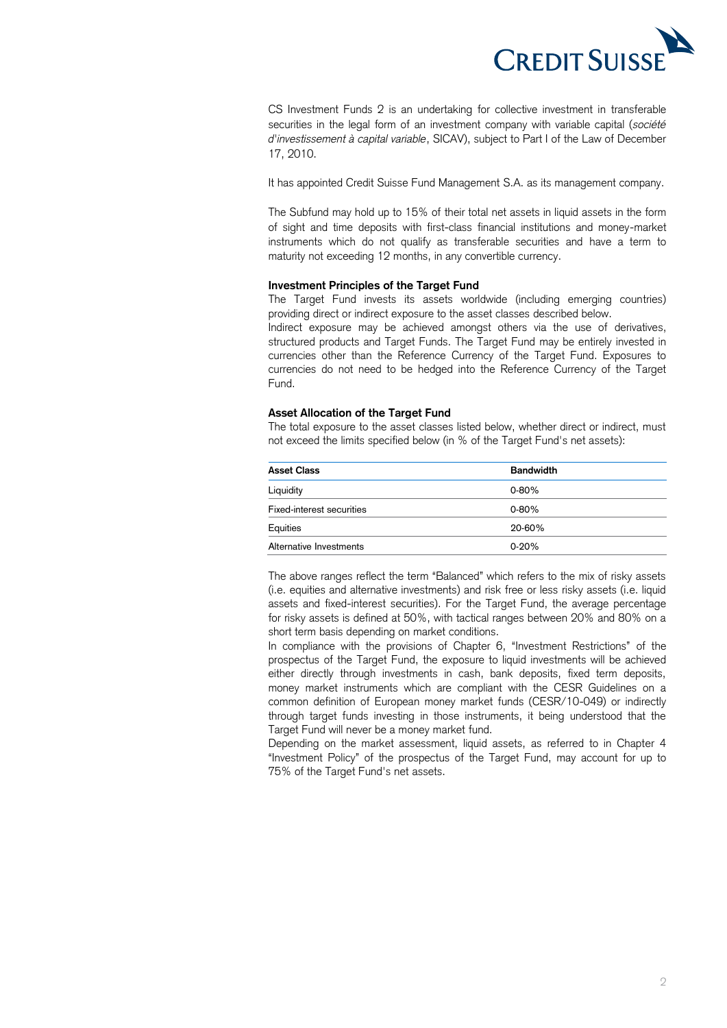CS Investment Funds 2 is an undertaking for collective investment in transferable securities in the legal form of an investment company with variable capital (*société d'investissement à capital variable*, SICAV), subject to Part I of the Law of December 17, 2010.

It has appointed Credit Suisse Fund Management S.A. as its management company.

The Subfund may hold up to 15% of their total net assets in liquid assets in the form of sight and time deposits with first-class financial institutions and money-market instruments which do not qualify as transferable securities and have a term to maturity not exceeding 12 months, in any convertible currency.

**Investment Principles of the Target Fund**

The Target Fund invests its assets worldwide (including emerging countries) providing direct or indirect exposure to the asset classes described below.
Indirect exposure may be achieved amongst others via the use of derivatives, structured products and Target Funds. The Target Fund may be entirely invested in currencies other than the Reference Currency of the Target Fund. Exposures to currencies do not need to be hedged into the Reference Currency of the Target Fund.

**Asset Allocation of the Target Fund**

The total exposure to the asset classes listed below, whether direct or indirect, must not exceed the limits specified below (in % of the Target Fund's net assets):

| Asset Class | Bandwidth |
|---|---|
| Liquidity | 0-80% |
| Fixed-interest securities | 0-80% |
| Equities | 20-60% |
| Alternative Investments | 0-20% |

The above ranges reflect the term "Balanced" which refers to the mix of risky assets (i.e. equities and alternative investments) and risk free or less risky assets (i.e. liquid assets and fixed-interest securities). For the Target Fund, the average percentage for risky assets is defined at 50%, with tactical ranges between 20% and 80% on a short term basis depending on market conditions.
In compliance with the provisions of Chapter 6, "Investment Restrictions" of the prospectus of the Target Fund, the exposure to liquid investments will be achieved either directly through investments in cash, bank deposits, fixed term deposits, money market instruments which are compliant with the CESR Guidelines on a common definition of European money market funds (CESR/10-049) or indirectly through target funds investing in those instruments, it being understood that the Target Fund will never be a money market fund.
Depending on the market assessment, liquid assets, as referred to in Chapter 4 "Investment Policy" of the prospectus of the Target Fund, may account for up to 75% of the Target Fund's net assets.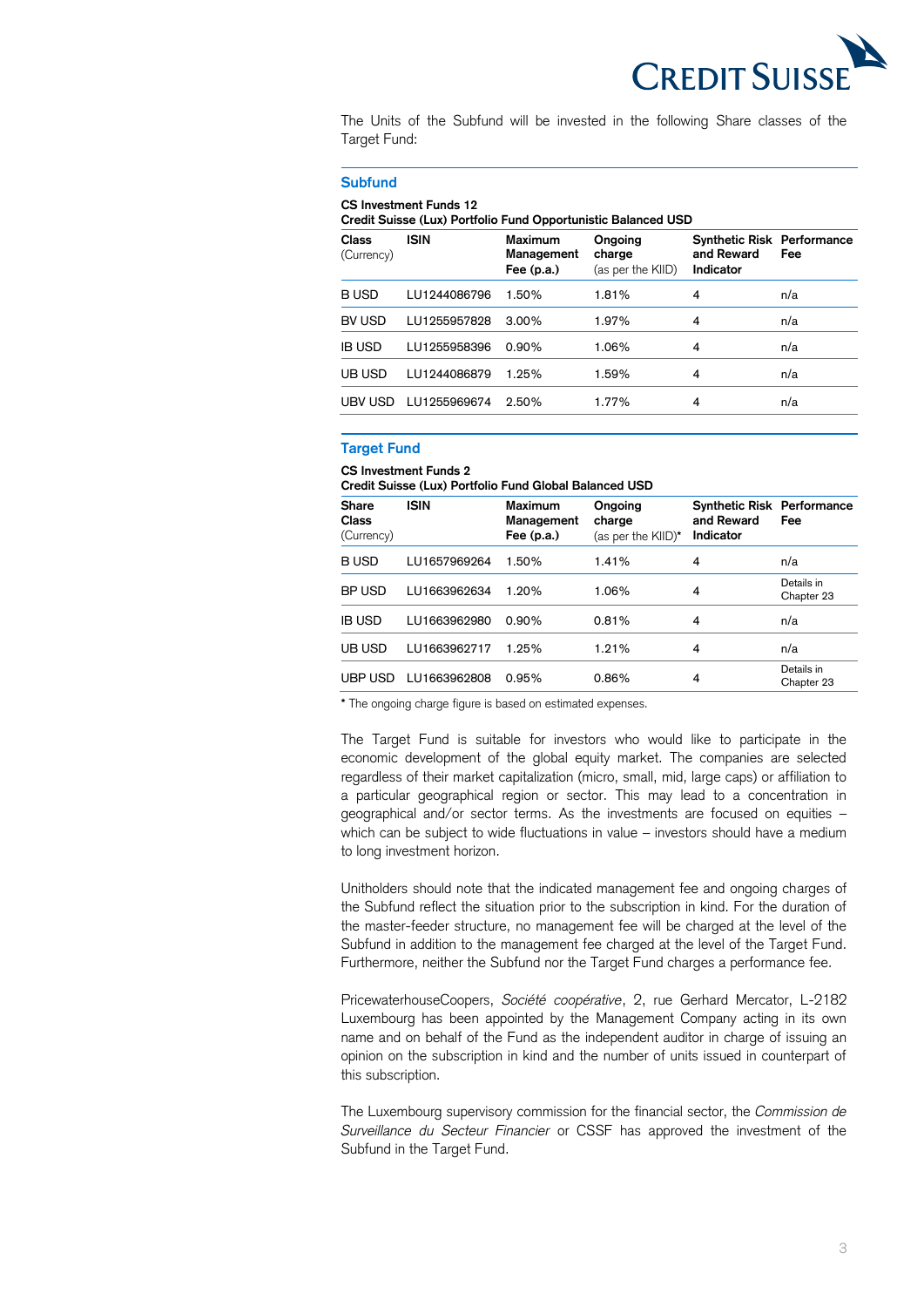The Units of the Subfund will be invested in the following Share classes of the Target Fund:

## Subfund

**CS Investment Funds 12**
**Credit Suisse (Lux) Portfolio Fund Opportunistic Balanced USD**

| **Class** (Currency) | **ISIN** | **Maximum Management Fee (p.a.)** | **Ongoing charge** (as per the KIID) | **Synthetic Risk and Reward Indicator** | **Performance Fee** |
|---|---|---|---|---|---|
| B USD | LU1244086796 | 1.50% | 1.81% | 4 | n/a |
| BV USD | LU1255957828 | 3.00% | 1.97% | 4 | n/a |
| IB USD | LU1255958396 | 0.90% | 1.06% | 4 | n/a |
| UB USD | LU1244086879 | 1.25% | 1.59% | 4 | n/a |
| UBV USD | LU1255969674 | 2.50% | 1.77% | 4 | n/a |

## Target Fund

**CS Investment Funds 2**
**Credit Suisse (Lux) Portfolio Fund Global Balanced USD**

| **Share Class** (Currency) | **ISIN** | **Maximum Management Fee (p.a.)** | **Ongoing charge** (as per the KIID)* | **Synthetic Risk and Reward Indicator** | **Performance Fee** |
|---|---|---|---|---|---|
| B USD | LU1657969264 | 1.50% | 1.41% | 4 | n/a |
| BP USD | LU1663962634 | 1.20% | 1.06% | 4 | Details in Chapter 23 |
| IB USD | LU1663962980 | 0.90% | 0.81% | 4 | n/a |
| UB USD | LU1663962717 | 1.25% | 1.21% | 4 | n/a |
| UBP USD | LU1663962808 | 0.95% | 0.86% | 4 | Details in Chapter 23 |

**\*** The ongoing charge figure is based on estimated expenses.

The Target Fund is suitable for investors who would like to participate in the economic development of the global equity market. The companies are selected regardless of their market capitalization (micro, small, mid, large caps) or affiliation to a particular geographical region or sector. This may lead to a concentration in geographical and/or sector terms. As the investments are focused on equities – which can be subject to wide fluctuations in value – investors should have a medium to long investment horizon.

Unitholders should note that the indicated management fee and ongoing charges of the Subfund reflect the situation prior to the subscription in kind. For the duration of the master-feeder structure, no management fee will be charged at the level of the Subfund in addition to the management fee charged at the level of the Target Fund. Furthermore, neither the Subfund nor the Target Fund charges a performance fee.

PricewaterhouseCoopers, *Société coopérative*, 2, rue Gerhard Mercator, L-2182 Luxembourg has been appointed by the Management Company acting in its own name and on behalf of the Fund as the independent auditor in charge of issuing an opinion on the subscription in kind and the number of units issued in counterpart of this subscription.

The Luxembourg supervisory commission for the financial sector, the *Commission de Surveillance du Secteur Financier* or CSSF has approved the investment of the Subfund in the Target Fund.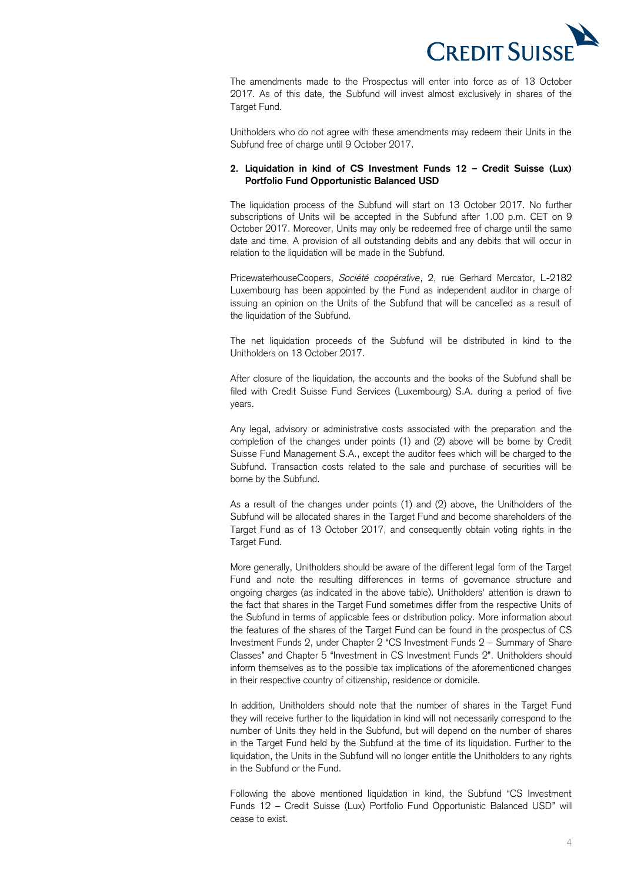The amendments made to the Prospectus will enter into force as of 13 October 2017. As of this date, the Subfund will invest almost exclusively in shares of the Target Fund.

Unitholders who do not agree with these amendments may redeem their Units in the Subfund free of charge until 9 October 2017.

**2. Liquidation in kind of CS Investment Funds 12 – Credit Suisse (Lux) Portfolio Fund Opportunistic Balanced USD**

The liquidation process of the Subfund will start on 13 October 2017. No further subscriptions of Units will be accepted in the Subfund after 1.00 p.m. CET on 9 October 2017. Moreover, Units may only be redeemed free of charge until the same date and time. A provision of all outstanding debits and any debits that will occur in relation to the liquidation will be made in the Subfund.

PricewaterhouseCoopers, *Société coopérative*, 2, rue Gerhard Mercator, L-2182 Luxembourg has been appointed by the Fund as independent auditor in charge of issuing an opinion on the Units of the Subfund that will be cancelled as a result of the liquidation of the Subfund.

The net liquidation proceeds of the Subfund will be distributed in kind to the Unitholders on 13 October 2017.

After closure of the liquidation, the accounts and the books of the Subfund shall be filed with Credit Suisse Fund Services (Luxembourg) S.A. during a period of five years.

Any legal, advisory or administrative costs associated with the preparation and the completion of the changes under points (1) and (2) above will be borne by Credit Suisse Fund Management S.A., except the auditor fees which will be charged to the Subfund. Transaction costs related to the sale and purchase of securities will be borne by the Subfund.

As a result of the changes under points (1) and (2) above, the Unitholders of the Subfund will be allocated shares in the Target Fund and become shareholders of the Target Fund as of 13 October 2017, and consequently obtain voting rights in the Target Fund.

More generally, Unitholders should be aware of the different legal form of the Target Fund and note the resulting differences in terms of governance structure and ongoing charges (as indicated in the above table). Unitholders' attention is drawn to the fact that shares in the Target Fund sometimes differ from the respective Units of the Subfund in terms of applicable fees or distribution policy. More information about the features of the shares of the Target Fund can be found in the prospectus of CS Investment Funds 2, under Chapter 2 "CS Investment Funds 2 – Summary of Share Classes" and Chapter 5 "Investment in CS Investment Funds 2". Unitholders should inform themselves as to the possible tax implications of the aforementioned changes in their respective country of citizenship, residence or domicile.

In addition, Unitholders should note that the number of shares in the Target Fund they will receive further to the liquidation in kind will not necessarily correspond to the number of Units they held in the Subfund, but will depend on the number of shares in the Target Fund held by the Subfund at the time of its liquidation. Further to the liquidation, the Units in the Subfund will no longer entitle the Unitholders to any rights in the Subfund or the Fund.

Following the above mentioned liquidation in kind, the Subfund "CS Investment Funds 12 – Credit Suisse (Lux) Portfolio Fund Opportunistic Balanced USD" will cease to exist.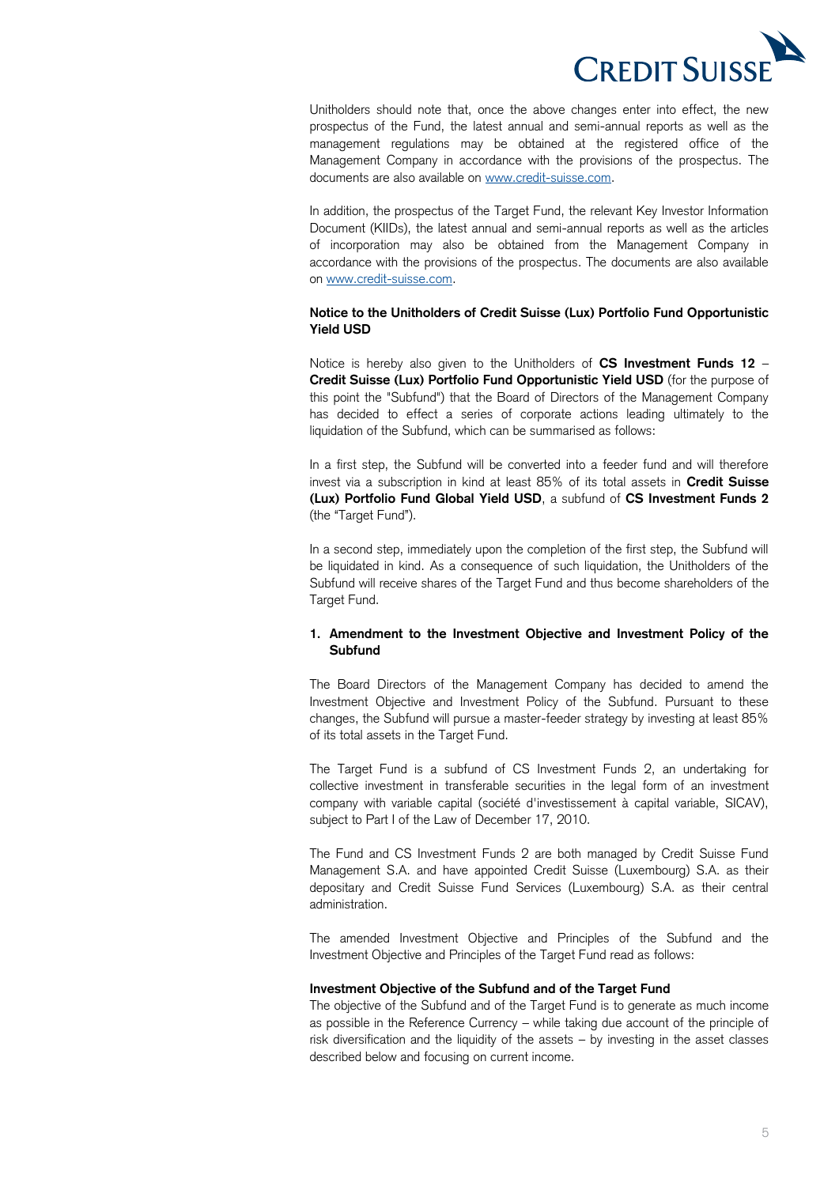Unitholders should note that, once the above changes enter into effect, the new prospectus of the Fund, the latest annual and semi-annual reports as well as the management regulations may be obtained at the registered office of the Management Company in accordance with the provisions of the prospectus. The documents are also available on www.credit-suisse.com.

In addition, the prospectus of the Target Fund, the relevant Key Investor Information Document (KIIDs), the latest annual and semi-annual reports as well as the articles of incorporation may also be obtained from the Management Company in accordance with the provisions of the prospectus. The documents are also available on www.credit-suisse.com.

**Notice to the Unitholders of Credit Suisse (Lux) Portfolio Fund Opportunistic Yield USD**

Notice is hereby also given to the Unitholders of **CS Investment Funds 12 – Credit Suisse (Lux) Portfolio Fund Opportunistic Yield USD** (for the purpose of this point the "Subfund") that the Board of Directors of the Management Company has decided to effect a series of corporate actions leading ultimately to the liquidation of the Subfund, which can be summarised as follows:

In a first step, the Subfund will be converted into a feeder fund and will therefore invest via a subscription in kind at least 85% of its total assets in **Credit Suisse (Lux) Portfolio Fund Global Yield USD**, a subfund of **CS Investment Funds 2** (the "Target Fund").

In a second step, immediately upon the completion of the first step, the Subfund will be liquidated in kind. As a consequence of such liquidation, the Unitholders of the Subfund will receive shares of the Target Fund and thus become shareholders of the Target Fund.

**1. Amendment to the Investment Objective and Investment Policy of the Subfund**

The Board Directors of the Management Company has decided to amend the Investment Objective and Investment Policy of the Subfund. Pursuant to these changes, the Subfund will pursue a master-feeder strategy by investing at least 85% of its total assets in the Target Fund.

The Target Fund is a subfund of CS Investment Funds 2, an undertaking for collective investment in transferable securities in the legal form of an investment company with variable capital (société d'investissement à capital variable, SICAV), subject to Part I of the Law of December 17, 2010.

The Fund and CS Investment Funds 2 are both managed by Credit Suisse Fund Management S.A. and have appointed Credit Suisse (Luxembourg) S.A. as their depositary and Credit Suisse Fund Services (Luxembourg) S.A. as their central administration.

The amended Investment Objective and Principles of the Subfund and the Investment Objective and Principles of the Target Fund read as follows:

**Investment Objective of the Subfund and of the Target Fund**

The objective of the Subfund and of the Target Fund is to generate as much income as possible in the Reference Currency – while taking due account of the principle of risk diversification and the liquidity of the assets – by investing in the asset classes described below and focusing on current income.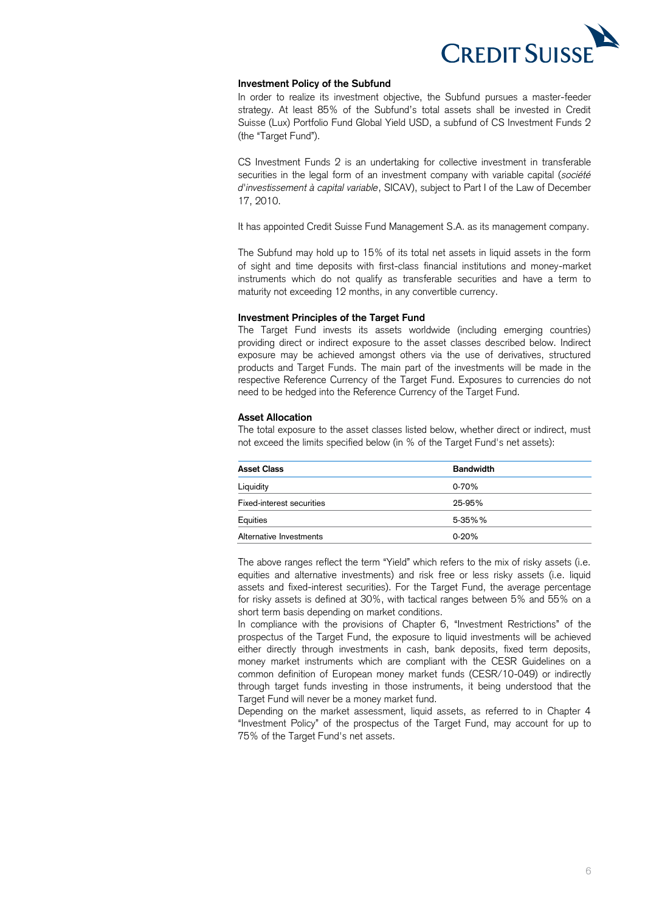### Investment Policy of the Subfund

In order to realize its investment objective, the Subfund pursues a master-feeder strategy. At least 85% of the Subfund's total assets shall be invested in Credit Suisse (Lux) Portfolio Fund Global Yield USD, a subfund of CS Investment Funds 2 (the "Target Fund").

CS Investment Funds 2 is an undertaking for collective investment in transferable securities in the legal form of an investment company with variable capital (*société d'investissement à capital variable*, SICAV), subject to Part I of the Law of December 17, 2010.

It has appointed Credit Suisse Fund Management S.A. as its management company.

The Subfund may hold up to 15% of its total net assets in liquid assets in the form of sight and time deposits with first-class financial institutions and money-market instruments which do not qualify as transferable securities and have a term to maturity not exceeding 12 months, in any convertible currency.

### Investment Principles of the Target Fund

The Target Fund invests its assets worldwide (including emerging countries) providing direct or indirect exposure to the asset classes described below. Indirect exposure may be achieved amongst others via the use of derivatives, structured products and Target Funds. The main part of the investments will be made in the respective Reference Currency of the Target Fund. Exposures to currencies do not need to be hedged into the Reference Currency of the Target Fund.

### Asset Allocation

The total exposure to the asset classes listed below, whether direct or indirect, must not exceed the limits specified below (in % of the Target Fund's net assets):

| Asset Class | Bandwidth |
|---|---|
| Liquidity | 0-70% |
| Fixed-interest securities | 25-95% |
| Equities | 5-35%% |
| Alternative Investments | 0-20% |

The above ranges reflect the term "Yield" which refers to the mix of risky assets (i.e. equities and alternative investments) and risk free or less risky assets (i.e. liquid assets and fixed-interest securities). For the Target Fund, the average percentage for risky assets is defined at 30%, with tactical ranges between 5% and 55% on a short term basis depending on market conditions.

In compliance with the provisions of Chapter 6, "Investment Restrictions" of the prospectus of the Target Fund, the exposure to liquid investments will be achieved either directly through investments in cash, bank deposits, fixed term deposits, money market instruments which are compliant with the CESR Guidelines on a common definition of European money market funds (CESR/10-049) or indirectly through target funds investing in those instruments, it being understood that the Target Fund will never be a money market fund.

Depending on the market assessment, liquid assets, as referred to in Chapter 4 "Investment Policy" of the prospectus of the Target Fund, may account for up to 75% of the Target Fund's net assets.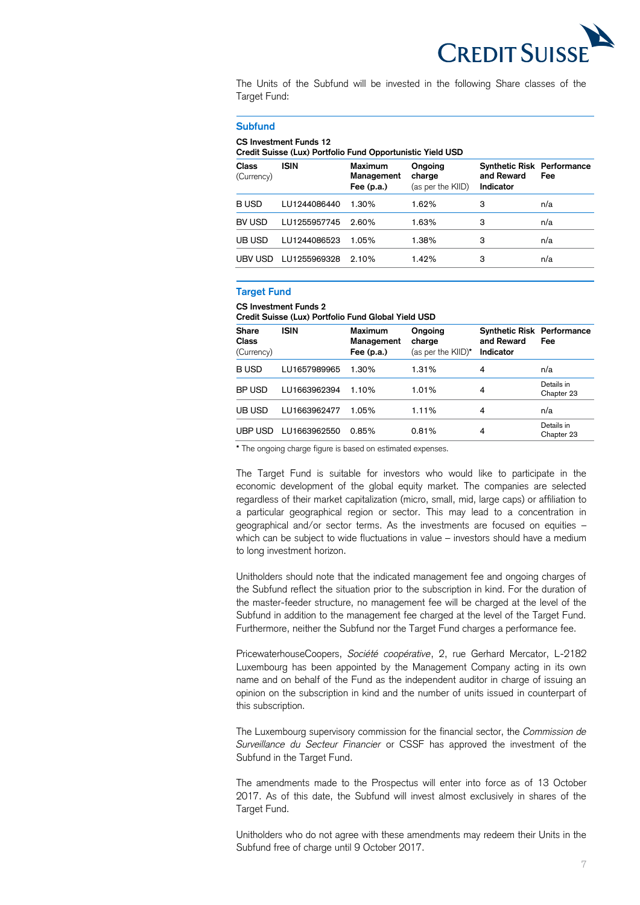The Units of the Subfund will be invested in the following Share classes of the Target Fund:

### Subfund

**CS Investment Funds 12**
**Credit Suisse (Lux) Portfolio Fund Opportunistic Yield USD**

| Class (Currency) | ISIN | Maximum Management Fee (p.a.) | Ongoing charge (as per the KIID) | Synthetic Risk and Reward Indicator | Performance Fee |
|---|---|---|---|---|---|
| B USD | LU1244086440 | 1.30% | 1.62% | 3 | n/a |
| BV USD | LU1255957745 | 2.60% | 1.63% | 3 | n/a |
| UB USD | LU1244086523 | 1.05% | 1.38% | 3 | n/a |
| UBV USD | LU1255969328 | 2.10% | 1.42% | 3 | n/a |

### Target Fund

**CS Investment Funds 2**
**Credit Suisse (Lux) Portfolio Fund Global Yield USD**

| Share Class (Currency) | ISIN | Maximum Management Fee (p.a.) | Ongoing charge (as per the KIID)* | Synthetic Risk and Reward Indicator | Performance Fee |
|---|---|---|---|---|---|
| B USD | LU1657989965 | 1.30% | 1.31% | 4 | n/a |
| BP USD | LU1663962394 | 1.10% | 1.01% | 4 | Details in Chapter 23 |
| UB USD | LU1663962477 | 1.05% | 1.11% | 4 | n/a |
| UBP USD | LU1663962550 | 0.85% | 0.81% | 4 | Details in Chapter 23 |

* The ongoing charge figure is based on estimated expenses.

The Target Fund is suitable for investors who would like to participate in the economic development of the global equity market. The companies are selected regardless of their market capitalization (micro, small, mid, large caps) or affiliation to a particular geographical region or sector. This may lead to a concentration in geographical and/or sector terms. As the investments are focused on equities – which can be subject to wide fluctuations in value – investors should have a medium to long investment horizon.

Unitholders should note that the indicated management fee and ongoing charges of the Subfund reflect the situation prior to the subscription in kind. For the duration of the master-feeder structure, no management fee will be charged at the level of the Subfund in addition to the management fee charged at the level of the Target Fund. Furthermore, neither the Subfund nor the Target Fund charges a performance fee.

PricewaterhouseCoopers, *Société coopérative*, 2, rue Gerhard Mercator, L-2182 Luxembourg has been appointed by the Management Company acting in its own name and on behalf of the Fund as the independent auditor in charge of issuing an opinion on the subscription in kind and the number of units issued in counterpart of this subscription.

The Luxembourg supervisory commission for the financial sector, the *Commission de Surveillance du Secteur Financier* or CSSF has approved the investment of the Subfund in the Target Fund.

The amendments made to the Prospectus will enter into force as of 13 October 2017. As of this date, the Subfund will invest almost exclusively in shares of the Target Fund.

Unitholders who do not agree with these amendments may redeem their Units in the Subfund free of charge until 9 October 2017.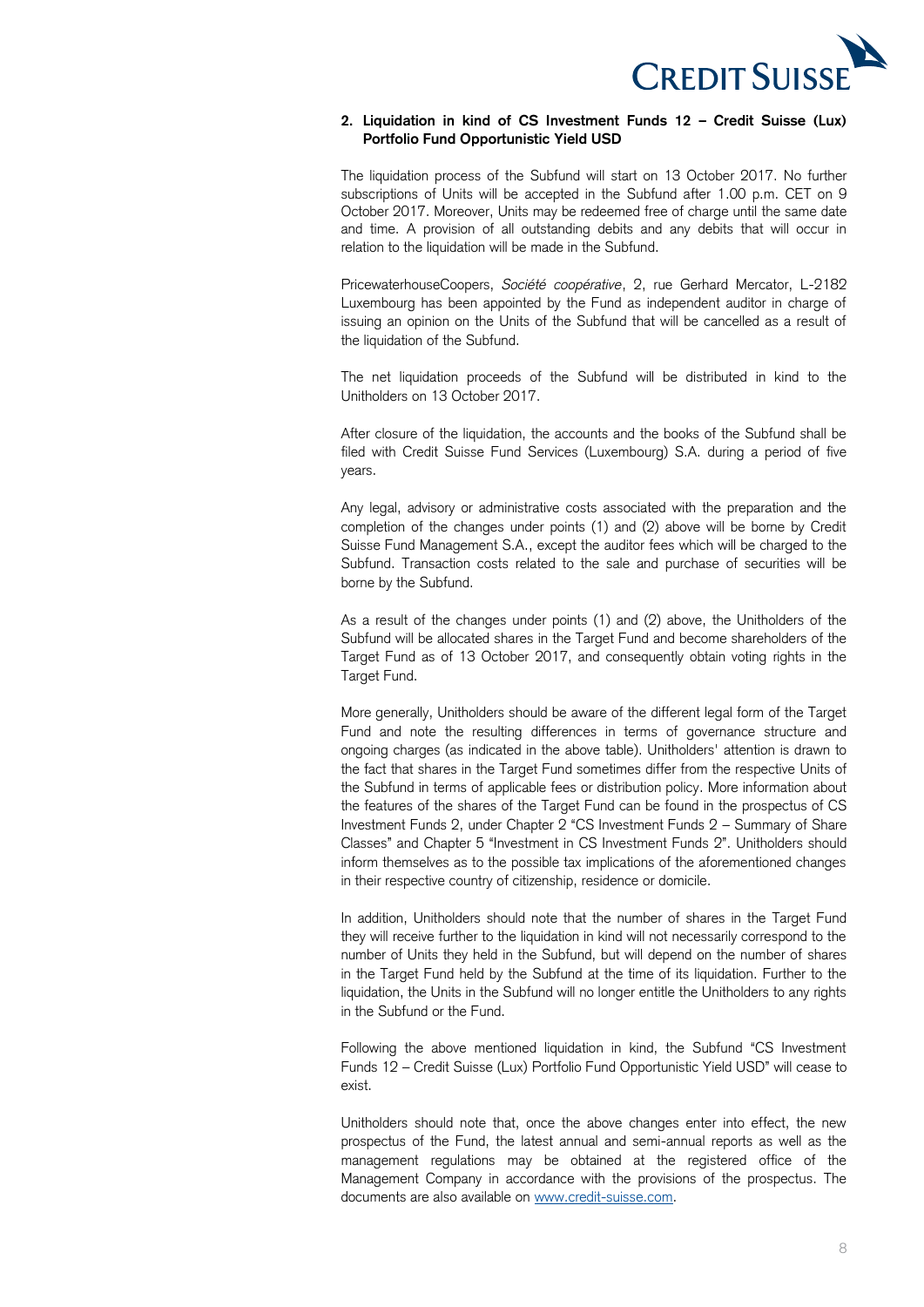## 2. Liquidation in kind of CS Investment Funds 12 – Credit Suisse (Lux) Portfolio Fund Opportunistic Yield USD

The liquidation process of the Subfund will start on 13 October 2017. No further subscriptions of Units will be accepted in the Subfund after 1.00 p.m. CET on 9 October 2017. Moreover, Units may be redeemed free of charge until the same date and time. A provision of all outstanding debits and any debits that will occur in relation to the liquidation will be made in the Subfund.

PricewaterhouseCoopers, *Société coopérative*, 2, rue Gerhard Mercator, L-2182 Luxembourg has been appointed by the Fund as independent auditor in charge of issuing an opinion on the Units of the Subfund that will be cancelled as a result of the liquidation of the Subfund.

The net liquidation proceeds of the Subfund will be distributed in kind to the Unitholders on 13 October 2017.

After closure of the liquidation, the accounts and the books of the Subfund shall be filed with Credit Suisse Fund Services (Luxembourg) S.A. during a period of five years.

Any legal, advisory or administrative costs associated with the preparation and the completion of the changes under points (1) and (2) above will be borne by Credit Suisse Fund Management S.A., except the auditor fees which will be charged to the Subfund. Transaction costs related to the sale and purchase of securities will be borne by the Subfund.

As a result of the changes under points (1) and (2) above, the Unitholders of the Subfund will be allocated shares in the Target Fund and become shareholders of the Target Fund as of 13 October 2017, and consequently obtain voting rights in the Target Fund.

More generally, Unitholders should be aware of the different legal form of the Target Fund and note the resulting differences in terms of governance structure and ongoing charges (as indicated in the above table). Unitholders' attention is drawn to the fact that shares in the Target Fund sometimes differ from the respective Units of the Subfund in terms of applicable fees or distribution policy. More information about the features of the shares of the Target Fund can be found in the prospectus of CS Investment Funds 2, under Chapter 2 "CS Investment Funds 2 – Summary of Share Classes" and Chapter 5 "Investment in CS Investment Funds 2". Unitholders should inform themselves as to the possible tax implications of the aforementioned changes in their respective country of citizenship, residence or domicile.

In addition, Unitholders should note that the number of shares in the Target Fund they will receive further to the liquidation in kind will not necessarily correspond to the number of Units they held in the Subfund, but will depend on the number of shares in the Target Fund held by the Subfund at the time of its liquidation. Further to the liquidation, the Units in the Subfund will no longer entitle the Unitholders to any rights in the Subfund or the Fund.

Following the above mentioned liquidation in kind, the Subfund "CS Investment Funds 12 – Credit Suisse (Lux) Portfolio Fund Opportunistic Yield USD" will cease to exist.

Unitholders should note that, once the above changes enter into effect, the new prospectus of the Fund, the latest annual and semi-annual reports as well as the management regulations may be obtained at the registered office of the Management Company in accordance with the provisions of the prospectus. The documents are also available on [www.credit-suisse.com](http://www.credit-suisse.com).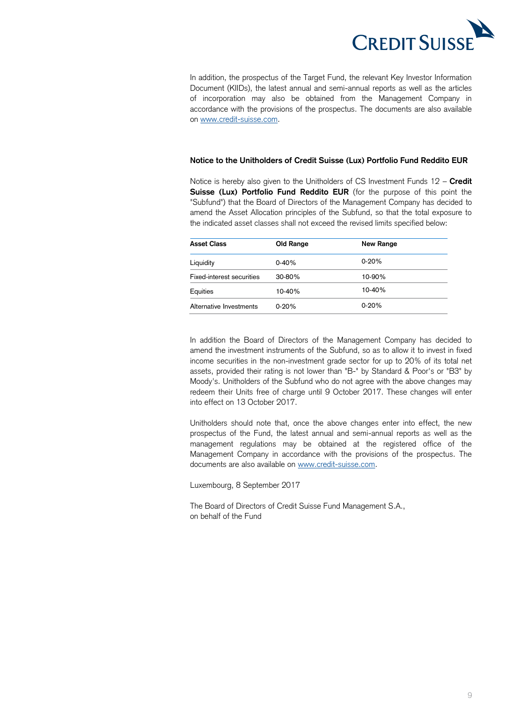In addition, the prospectus of the Target Fund, the relevant Key Investor Information Document (KIIDs), the latest annual and semi-annual reports as well as the articles of incorporation may also be obtained from the Management Company in accordance with the provisions of the prospectus. The documents are also available on www.credit-suisse.com.

**Notice to the Unitholders of Credit Suisse (Lux) Portfolio Fund Reddito EUR**

Notice is hereby also given to the Unitholders of CS Investment Funds 12 – **Credit Suisse (Lux) Portfolio Fund Reddito EUR** (for the purpose of this point the "Subfund") that the Board of Directors of the Management Company has decided to amend the Asset Allocation principles of the Subfund, so that the total exposure to the indicated asset classes shall not exceed the revised limits specified below:

| Asset Class | Old Range | New Range |
|---|---|---|
| Liquidity | 0-40% | 0-20% |
| Fixed-interest securities | 30-80% | 10-90% |
| Equities | 10-40% | 10-40% |
| Alternative Investments | 0-20% | 0-20% |

In addition the Board of Directors of the Management Company has decided to amend the investment instruments of the Subfund, so as to allow it to invest in fixed income securities in the non-investment grade sector for up to 20% of its total net assets, provided their rating is not lower than "B-" by Standard & Poor's or "B3" by Moody's. Unitholders of the Subfund who do not agree with the above changes may redeem their Units free of charge until 9 October 2017. These changes will enter into effect on 13 October 2017.

Unitholders should note that, once the above changes enter into effect, the new prospectus of the Fund, the latest annual and semi-annual reports as well as the management regulations may be obtained at the registered office of the Management Company in accordance with the provisions of the prospectus. The documents are also available on www.credit-suisse.com.

Luxembourg, 8 September 2017

The Board of Directors of Credit Suisse Fund Management S.A.,
on behalf of the Fund